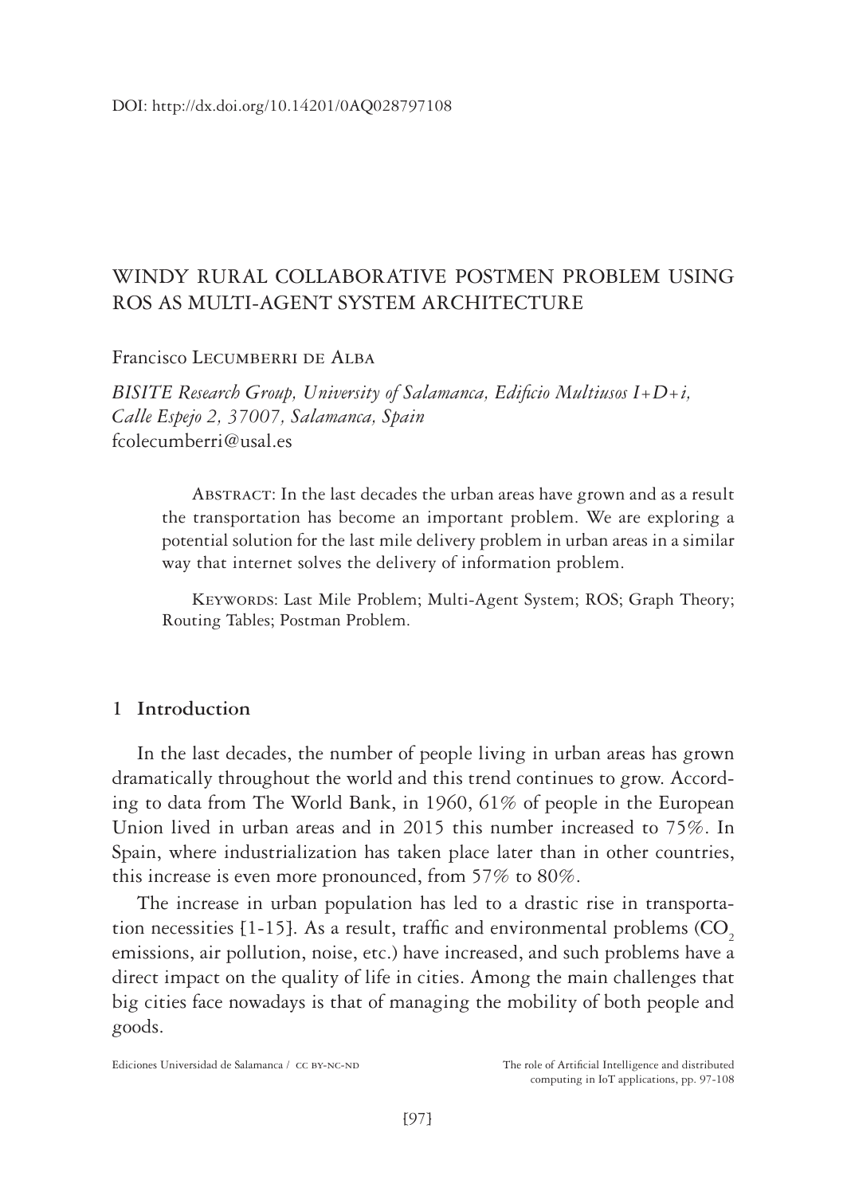DOI: http://dx.doi.org/10.14201/0AQ028797108

# WINDY RURAL COLLABORATIVE POSTMEN PROBLEM USING ROS AS MULTI-AGENT SYSTEM ARCHITECTURE

Francisco Lecumberri de Alba

*BISITE Research Group, University of Salamanca, Edificio Multiusos I+D+i, Calle Espejo 2, 37007, Salamanca, Spain*
fcolecumberri@usal.es

Abstract: In the last decades the urban areas have grown and as a result the transportation has become an important problem. We are exploring a potential solution for the last mile delivery problem in urban areas in a similar way that internet solves the delivery of information problem.

Keywords: Last Mile Problem; Multi-Agent System; ROS; Graph Theory; Routing Tables; Postman Problem.

## 1 Introduction

In the last decades, the number of people living in urban areas has grown dramatically throughout the world and this trend continues to grow. According to data from The World Bank, in 1960, 61% of people in the European Union lived in urban areas and in 2015 this number increased to 75%. In Spain, where industrialization has taken place later than in other countries, this increase is even more pronounced, from 57% to 80%.

The increase in urban population has led to a drastic rise in transportation necessities [1-15]. As a result, traffic and environmental problems ($CO_2$ emissions, air pollution, noise, etc.) have increased, and such problems have a direct impact on the quality of life in cities. Among the main challenges that big cities face nowadays is that of managing the mobility of both people and goods.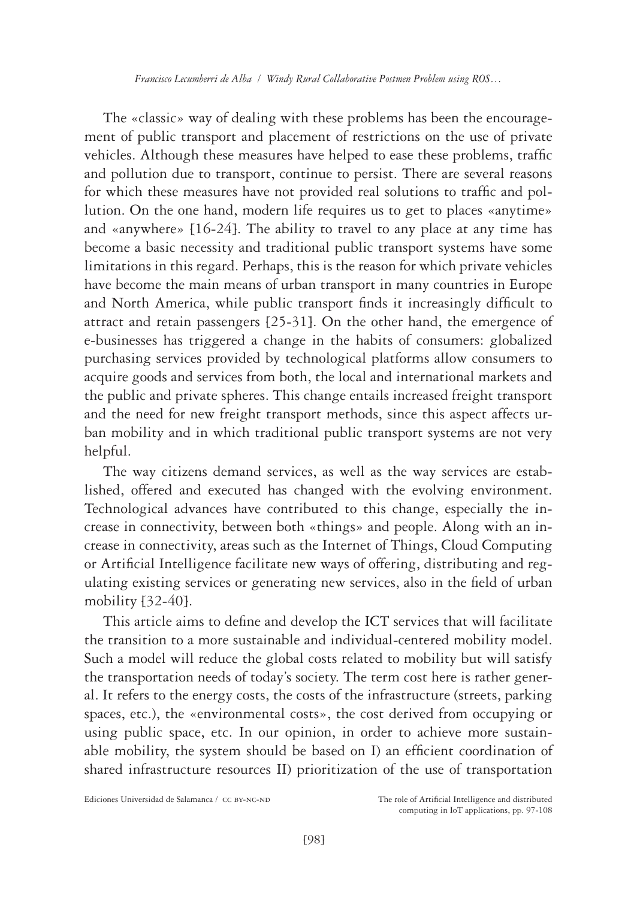The «classic» way of dealing with these problems has been the encouragement of public transport and placement of restrictions on the use of private vehicles. Although these measures have helped to ease these problems, traffic and pollution due to transport, continue to persist. There are several reasons for which these measures have not provided real solutions to traffic and pollution. On the one hand, modern life requires us to get to places «anytime» and «anywhere» [16-24]. The ability to travel to any place at any time has become a basic necessity and traditional public transport systems have some limitations in this regard. Perhaps, this is the reason for which private vehicles have become the main means of urban transport in many countries in Europe and North America, while public transport finds it increasingly difficult to attract and retain passengers [25-31]. On the other hand, the emergence of e-businesses has triggered a change in the habits of consumers: globalized purchasing services provided by technological platforms allow consumers to acquire goods and services from both, the local and international markets and the public and private spheres. This change entails increased freight transport and the need for new freight transport methods, since this aspect affects urban mobility and in which traditional public transport systems are not very helpful.

The way citizens demand services, as well as the way services are established, offered and executed has changed with the evolving environment. Technological advances have contributed to this change, especially the increase in connectivity, between both «things» and people. Along with an increase in connectivity, areas such as the Internet of Things, Cloud Computing or Artificial Intelligence facilitate new ways of offering, distributing and regulating existing services or generating new services, also in the field of urban mobility [32-40].

This article aims to define and develop the ICT services that will facilitate the transition to a more sustainable and individual-centered mobility model. Such a model will reduce the global costs related to mobility but will satisfy the transportation needs of today's society. The term cost here is rather general. It refers to the energy costs, the costs of the infrastructure (streets, parking spaces, etc.), the «environmental costs», the cost derived from occupying or using public space, etc. In our opinion, in order to achieve more sustainable mobility, the system should be based on I) an efficient coordination of shared infrastructure resources II) prioritization of the use of transportation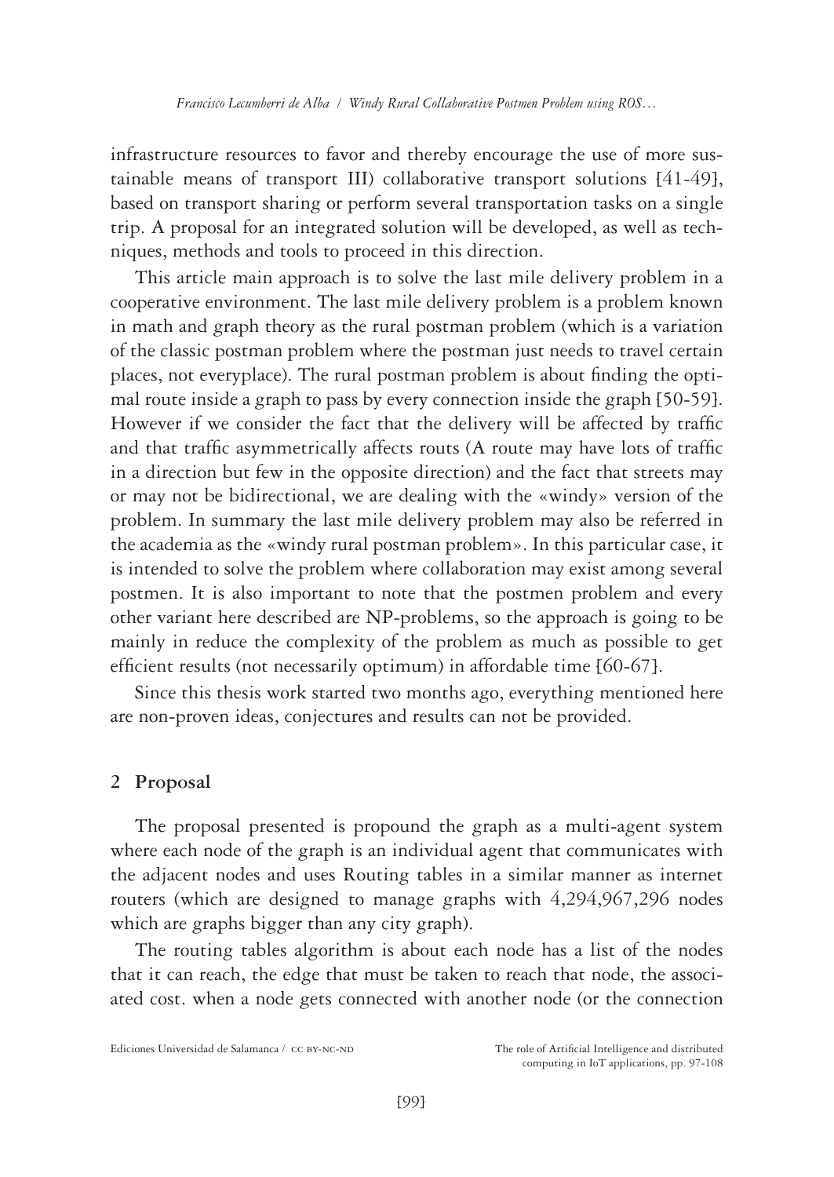infrastructure resources to favor and thereby encourage the use of more sustainable means of transport III) collaborative transport solutions [41-49], based on transport sharing or perform several transportation tasks on a single trip. A proposal for an integrated solution will be developed, as well as techniques, methods and tools to proceed in this direction.

This article main approach is to solve the last mile delivery problem in a cooperative environment. The last mile delivery problem is a problem known in math and graph theory as the rural postman problem (which is a variation of the classic postman problem where the postman just needs to travel certain places, not everyplace). The rural postman problem is about finding the optimal route inside a graph to pass by every connection inside the graph [50-59]. However if we consider the fact that the delivery will be affected by traffic and that traffic asymmetrically affects routs (A route may have lots of traffic in a direction but few in the opposite direction) and the fact that streets may or may not be bidirectional, we are dealing with the «windy» version of the problem. In summary the last mile delivery problem may also be referred in the academia as the «windy rural postman problem». In this particular case, it is intended to solve the problem where collaboration may exist among several postmen. It is also important to note that the postmen problem and every other variant here described are NP-problems, so the approach is going to be mainly in reduce the complexity of the problem as much as possible to get efficient results (not necessarily optimum) in affordable time [60-67].

Since this thesis work started two months ago, everything mentioned here are non-proven ideas, conjectures and results can not be provided.

## 2 Proposal

The proposal presented is propound the graph as a multi-agent system where each node of the graph is an individual agent that communicates with the adjacent nodes and uses Routing tables in a similar manner as internet routers (which are designed to manage graphs with 4,294,967,296 nodes which are graphs bigger than any city graph).

The routing tables algorithm is about each node has a list of the nodes that it can reach, the edge that must be taken to reach that node, the associated cost. when a node gets connected with another node (or the connection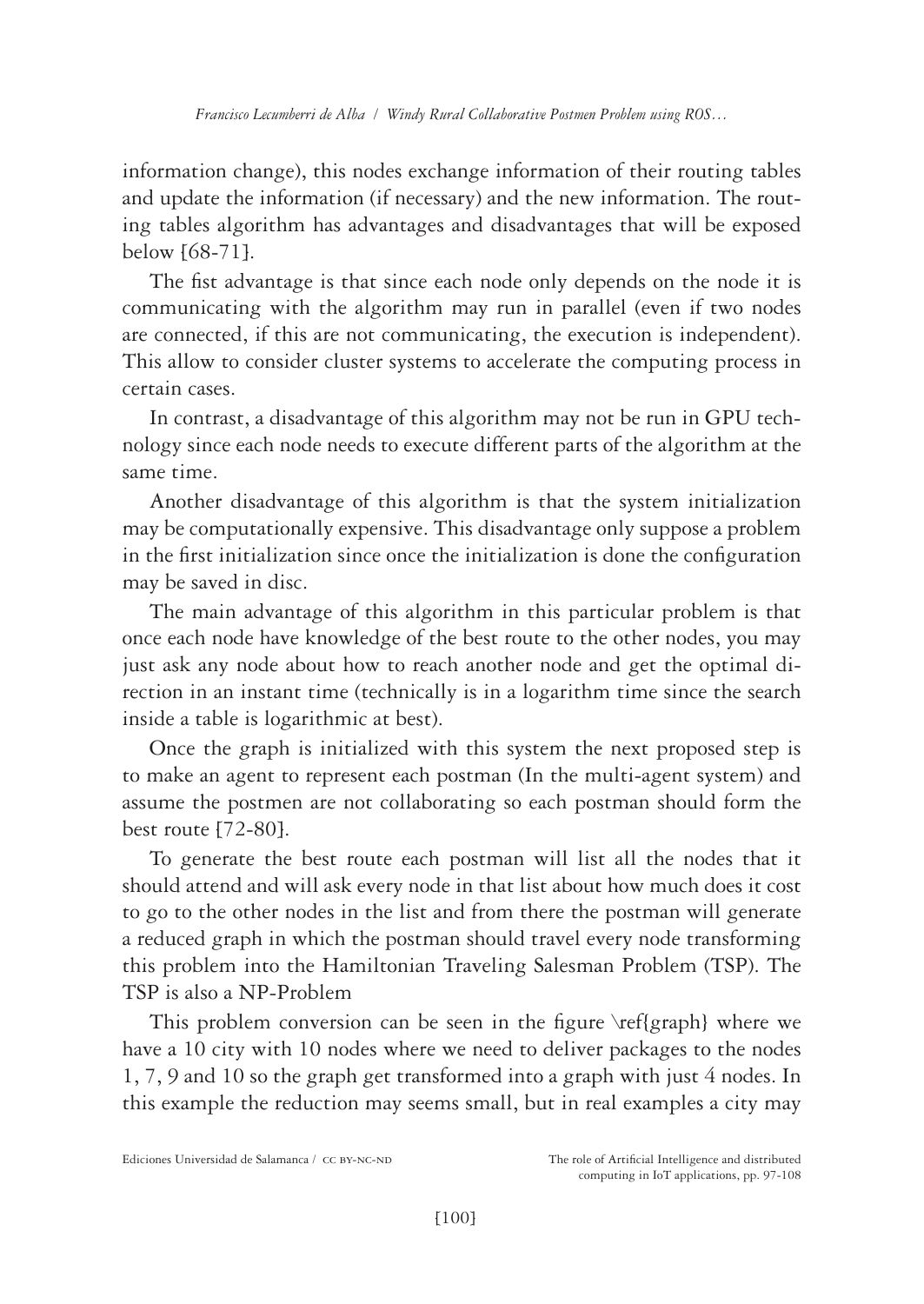information change), this nodes exchange information of their routing tables and update the information (if necessary) and the new information. The routing tables algorithm has advantages and disadvantages that will be exposed below [68-71].

The fist advantage is that since each node only depends on the node it is communicating with the algorithm may run in parallel (even if two nodes are connected, if this are not communicating, the execution is independent). This allow to consider cluster systems to accelerate the computing process in certain cases.

In contrast, a disadvantage of this algorithm may not be run in GPU technology since each node needs to execute different parts of the algorithm at the same time.

Another disadvantage of this algorithm is that the system initialization may be computationally expensive. This disadvantage only suppose a problem in the first initialization since once the initialization is done the configuration may be saved in disc.

The main advantage of this algorithm in this particular problem is that once each node have knowledge of the best route to the other nodes, you may just ask any node about how to reach another node and get the optimal direction in an instant time (technically is in a logarithm time since the search inside a table is logarithmic at best).

Once the graph is initialized with this system the next proposed step is to make an agent to represent each postman (In the multi-agent system) and assume the postmen are not collaborating so each postman should form the best route [72-80].

To generate the best route each postman will list all the nodes that it should attend and will ask every node in that list about how much does it cost to go to the other nodes in the list and from there the postman will generate a reduced graph in which the postman should travel every node transforming this problem into the Hamiltonian Traveling Salesman Problem (TSP). The TSP is also a NP-Problem

This problem conversion can be seen in the figure \ref{graph} where we have a 10 city with 10 nodes where we need to deliver packages to the nodes 1, 7, 9 and 10 so the graph get transformed into a graph with just 4 nodes. In this example the reduction may seems small, but in real examples a city may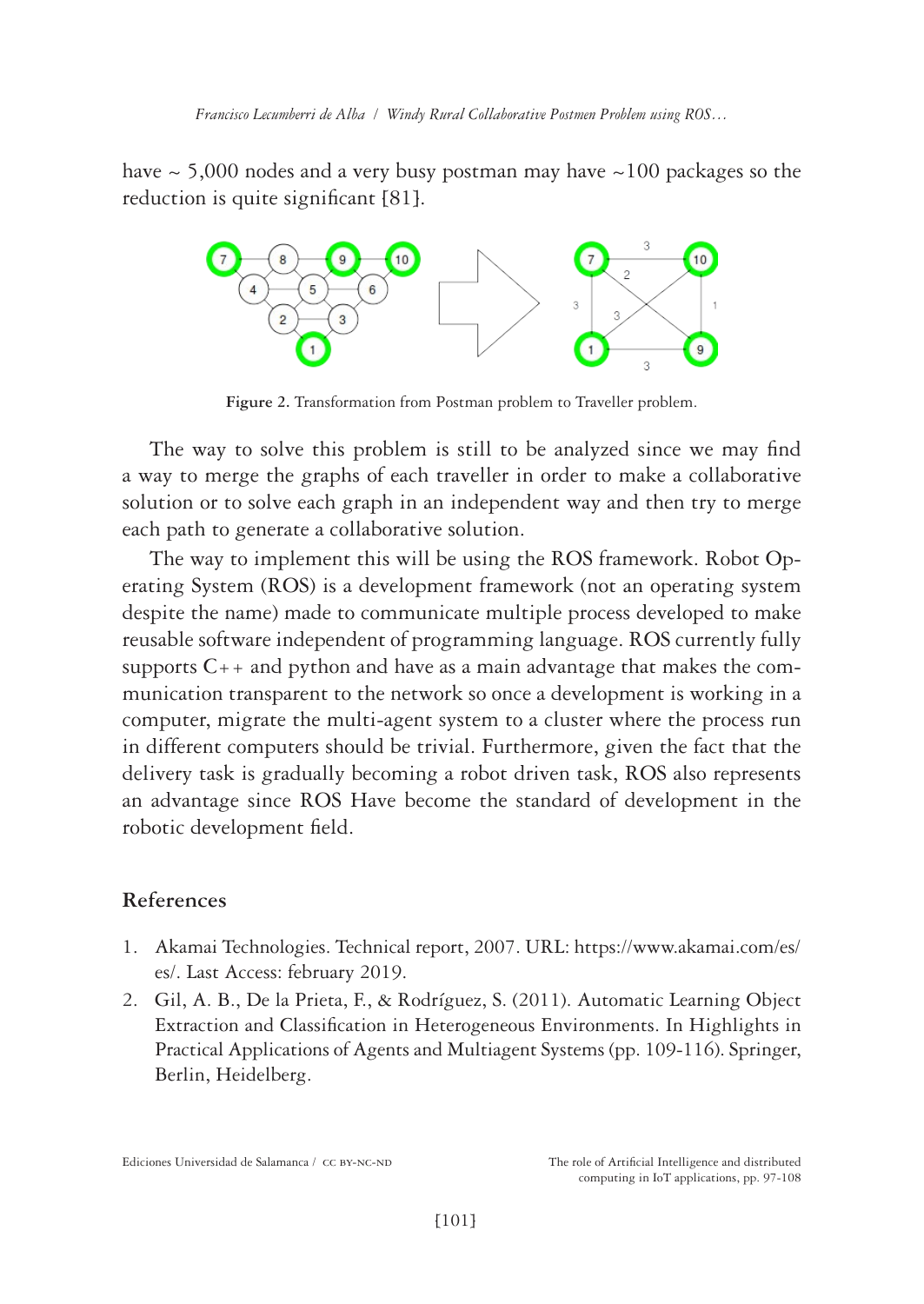have ~ 5,000 nodes and a very busy postman may have ~100 packages so the reduction is quite significant [81].

Figure 2. Transformation from Postman problem to Traveller problem.

The way to solve this problem is still to be analyzed since we may find a way to merge the graphs of each traveller in order to make a collaborative solution or to solve each graph in an independent way and then try to merge each path to generate a collaborative solution.

The way to implement this will be using the ROS framework. Robot Operating System (ROS) is a development framework (not an operating system despite the name) made to communicate multiple process developed to make reusable software independent of programming language. ROS currently fully supports C++ and python and have as a main advantage that makes the communication transparent to the network so once a development is working in a computer, migrate the multi-agent system to a cluster where the process run in different computers should be trivial. Furthermore, given the fact that the delivery task is gradually becoming a robot driven task, ROS also represents an advantage since ROS Have become the standard of development in the robotic development field.

## References

1. Akamai Technologies. Technical report, 2007. URL: https://www.akamai.com/es/es/. Last Access: february 2019.
2. Gil, A. B., De la Prieta, F., & Rodríguez, S. (2011). Automatic Learning Object Extraction and Classification in Heterogeneous Environments. In Highlights in Practical Applications of Agents and Multiagent Systems (pp. 109-116). Springer, Berlin, Heidelberg.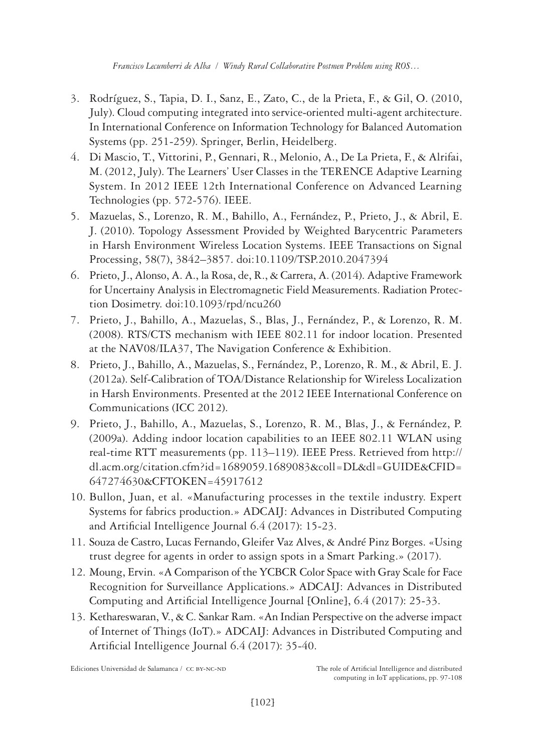3. Rodríguez, S., Tapia, D. I., Sanz, E., Zato, C., de la Prieta, F., & Gil, O. (2010, July). Cloud computing integrated into service-oriented multi-agent architecture. In International Conference on Information Technology for Balanced Automation Systems (pp. 251-259). Springer, Berlin, Heidelberg.
4. Di Mascio, T., Vittorini, P., Gennari, R., Melonio, A., De La Prieta, F., & Alrifai, M. (2012, July). The Learners' User Classes in the TERENCE Adaptive Learning System. In 2012 IEEE 12th International Conference on Advanced Learning Technologies (pp. 572-576). IEEE.
5. Mazuelas, S., Lorenzo, R. M., Bahillo, A., Fernández, P., Prieto, J., & Abril, E. J. (2010). Topology Assessment Provided by Weighted Barycentric Parameters in Harsh Environment Wireless Location Systems. IEEE Transactions on Signal Processing, 58(7), 3842–3857. doi:10.1109/TSP.2010.2047394
6. Prieto, J., Alonso, A. A., la Rosa, de, R., & Carrera, A. (2014). Adaptive Framework for Uncertainy Analysis in Electromagnetic Field Measurements. Radiation Protection Dosimetry. doi:10.1093/rpd/ncu260
7. Prieto, J., Bahillo, A., Mazuelas, S., Blas, J., Fernández, P., & Lorenzo, R. M. (2008). RTS/CTS mechanism with IEEE 802.11 for indoor location. Presented at the NAV08/ILA37, The Navigation Conference & Exhibition.
8. Prieto, J., Bahillo, A., Mazuelas, S., Fernández, P., Lorenzo, R. M., & Abril, E. J. (2012a). Self-Calibration of TOA/Distance Relationship for Wireless Localization in Harsh Environments. Presented at the 2012 IEEE International Conference on Communications (ICC 2012).
9. Prieto, J., Bahillo, A., Mazuelas, S., Lorenzo, R. M., Blas, J., & Fernández, P. (2009a). Adding indoor location capabilities to an IEEE 802.11 WLAN using real-time RTT measurements (pp. 113–119). IEEE Press. Retrieved from http://dl.acm.org/citation.cfm?id=1689059.1689083&coll=DL&dl=GUIDE&CFID=647274630&CFTOKEN=45917612
10. Bullon, Juan, et al. «Manufacturing processes in the textile industry. Expert Systems for fabrics production.» ADCAIJ: Advances in Distributed Computing and Artificial Intelligence Journal 6.4 (2017): 15-23.
11. Souza de Castro, Lucas Fernando, Gleifer Vaz Alves, & André Pinz Borges. «Using trust degree for agents in order to assign spots in a Smart Parking.» (2017).
12. Moung, Ervin. «A Comparison of the YCBCR Color Space with Gray Scale for Face Recognition for Surveillance Applications.» ADCAIJ: Advances in Distributed Computing and Artificial Intelligence Journal [Online], 6.4 (2017): 25-33.
13. Kethareswaran, V., & C. Sankar Ram. «An Indian Perspective on the adverse impact of Internet of Things (IoT).» ADCAIJ: Advances in Distributed Computing and Artificial Intelligence Journal 6.4 (2017): 35-40.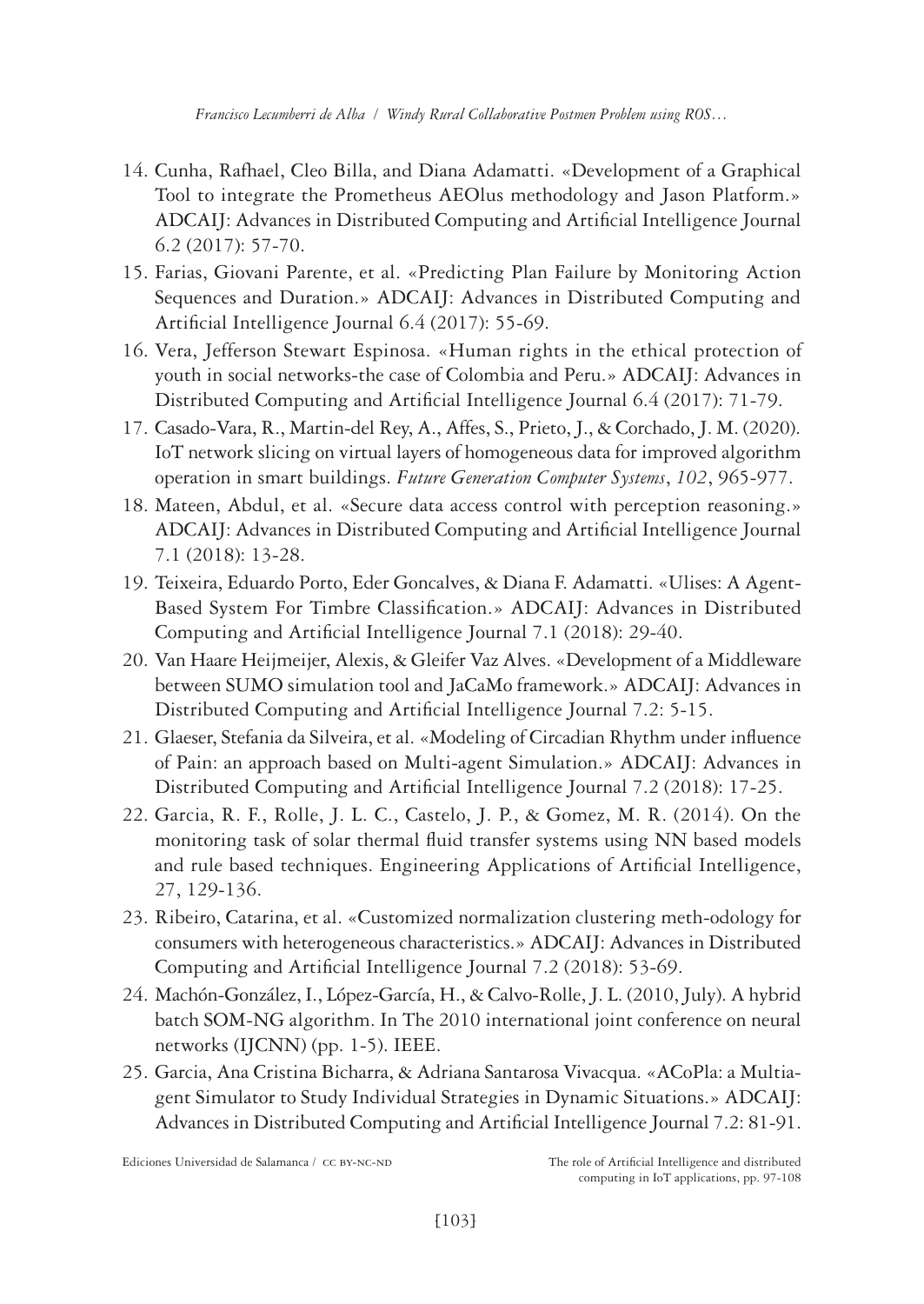14. Cunha, Rafhael, Cleo Billa, and Diana Adamatti. «Development of a Graphical Tool to integrate the Prometheus AEOlus methodology and Jason Platform.» ADCAIJ: Advances in Distributed Computing and Artificial Intelligence Journal 6.2 (2017): 57-70.
15. Farias, Giovani Parente, et al. «Predicting Plan Failure by Monitoring Action Sequences and Duration.» ADCAIJ: Advances in Distributed Computing and Artificial Intelligence Journal 6.4 (2017): 55-69.
16. Vera, Jefferson Stewart Espinosa. «Human rights in the ethical protection of youth in social networks-the case of Colombia and Peru.» ADCAIJ: Advances in Distributed Computing and Artificial Intelligence Journal 6.4 (2017): 71-79.
17. Casado-Vara, R., Martin-del Rey, A., Affes, S., Prieto, J., & Corchado, J. M. (2020). IoT network slicing on virtual layers of homogeneous data for improved algorithm operation in smart buildings. *Future Generation Computer Systems*, *102*, 965-977.
18. Mateen, Abdul, et al. «Secure data access control with perception reasoning.» ADCAIJ: Advances in Distributed Computing and Artificial Intelligence Journal 7.1 (2018): 13-28.
19. Teixeira, Eduardo Porto, Eder Goncalves, & Diana F. Adamatti. «Ulises: A Agent-Based System For Timbre Classification.» ADCAIJ: Advances in Distributed Computing and Artificial Intelligence Journal 7.1 (2018): 29-40.
20. Van Haare Heijmeijer, Alexis, & Gleifer Vaz Alves. «Development of a Middleware between SUMO simulation tool and JaCaMo framework.» ADCAIJ: Advances in Distributed Computing and Artificial Intelligence Journal 7.2: 5-15.
21. Glaeser, Stefania da Silveira, et al. «Modeling of Circadian Rhythm under influence of Pain: an approach based on Multi-agent Simulation.» ADCAIJ: Advances in Distributed Computing and Artificial Intelligence Journal 7.2 (2018): 17-25.
22. Garcia, R. F., Rolle, J. L. C., Castelo, J. P., & Gomez, M. R. (2014). On the monitoring task of solar thermal fluid transfer systems using NN based models and rule based techniques. Engineering Applications of Artificial Intelligence, 27, 129-136.
23. Ribeiro, Catarina, et al. «Customized normalization clustering meth-odology for consumers with heterogeneous characteristics.» ADCAIJ: Advances in Distributed Computing and Artificial Intelligence Journal 7.2 (2018): 53-69.
24. Machón-González, I., López-García, H., & Calvo-Rolle, J. L. (2010, July). A hybrid batch SOM-NG algorithm. In The 2010 international joint conference on neural networks (IJCNN) (pp. 1-5). IEEE.
25. Garcia, Ana Cristina Bicharra, & Adriana Santarosa Vivacqua. «ACoPla: a Multiagent Simulator to Study Individual Strategies in Dynamic Situations.» ADCAIJ: Advances in Distributed Computing and Artificial Intelligence Journal 7.2: 81-91.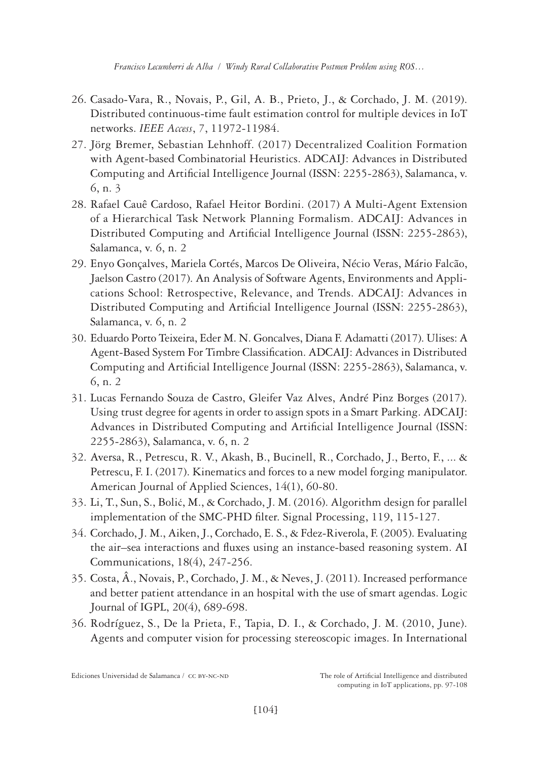26. Casado-Vara, R., Novais, P., Gil, A. B., Prieto, J., & Corchado, J. M. (2019). Distributed continuous-time fault estimation control for multiple devices in IoT networks. *IEEE Access*, 7, 11972-11984.
27. Jörg Bremer, Sebastian Lehnhoff. (2017) Decentralized Coalition Formation with Agent-based Combinatorial Heuristics. ADCAIJ: Advances in Distributed Computing and Artificial Intelligence Journal (ISSN: 2255-2863), Salamanca, v. 6, n. 3
28. Rafael Cauê Cardoso, Rafael Heitor Bordini. (2017) A Multi-Agent Extension of a Hierarchical Task Network Planning Formalism. ADCAIJ: Advances in Distributed Computing and Artificial Intelligence Journal (ISSN: 2255-2863), Salamanca, v. 6, n. 2
29. Enyo Gonçalves, Mariela Cortés, Marcos De Oliveira, Nécio Veras, Mário Falcão, Jaelson Castro (2017). An Analysis of Software Agents, Environments and Applications School: Retrospective, Relevance, and Trends. ADCAIJ: Advances in Distributed Computing and Artificial Intelligence Journal (ISSN: 2255-2863), Salamanca, v. 6, n. 2
30. Eduardo Porto Teixeira, Eder M. N. Goncalves, Diana F. Adamatti (2017). Ulises: A Agent-Based System For Timbre Classification. ADCAIJ: Advances in Distributed Computing and Artificial Intelligence Journal (ISSN: 2255-2863), Salamanca, v. 6, n. 2
31. Lucas Fernando Souza de Castro, Gleifer Vaz Alves, André Pinz Borges (2017). Using trust degree for agents in order to assign spots in a Smart Parking. ADCAIJ: Advances in Distributed Computing and Artificial Intelligence Journal (ISSN: 2255-2863), Salamanca, v. 6, n. 2
32. Aversa, R., Petrescu, R. V., Akash, B., Bucinell, R., Corchado, J., Berto, F., ... & Petrescu, F. I. (2017). Kinematics and forces to a new model forging manipulator. American Journal of Applied Sciences, 14(1), 60-80.
33. Li, T., Sun, S., Bolić, M., & Corchado, J. M. (2016). Algorithm design for parallel implementation of the SMC-PHD filter. Signal Processing, 119, 115-127.
34. Corchado, J. M., Aiken, J., Corchado, E. S., & Fdez-Riverola, F. (2005). Evaluating the air–sea interactions and fluxes using an instance-based reasoning system. AI Communications, 18(4), 247-256.
35. Costa, Â., Novais, P., Corchado, J. M., & Neves, J. (2011). Increased performance and better patient attendance in an hospital with the use of smart agendas. Logic Journal of IGPL, 20(4), 689-698.
36. Rodríguez, S., De la Prieta, F., Tapia, D. I., & Corchado, J. M. (2010, June). Agents and computer vision for processing stereoscopic images. In International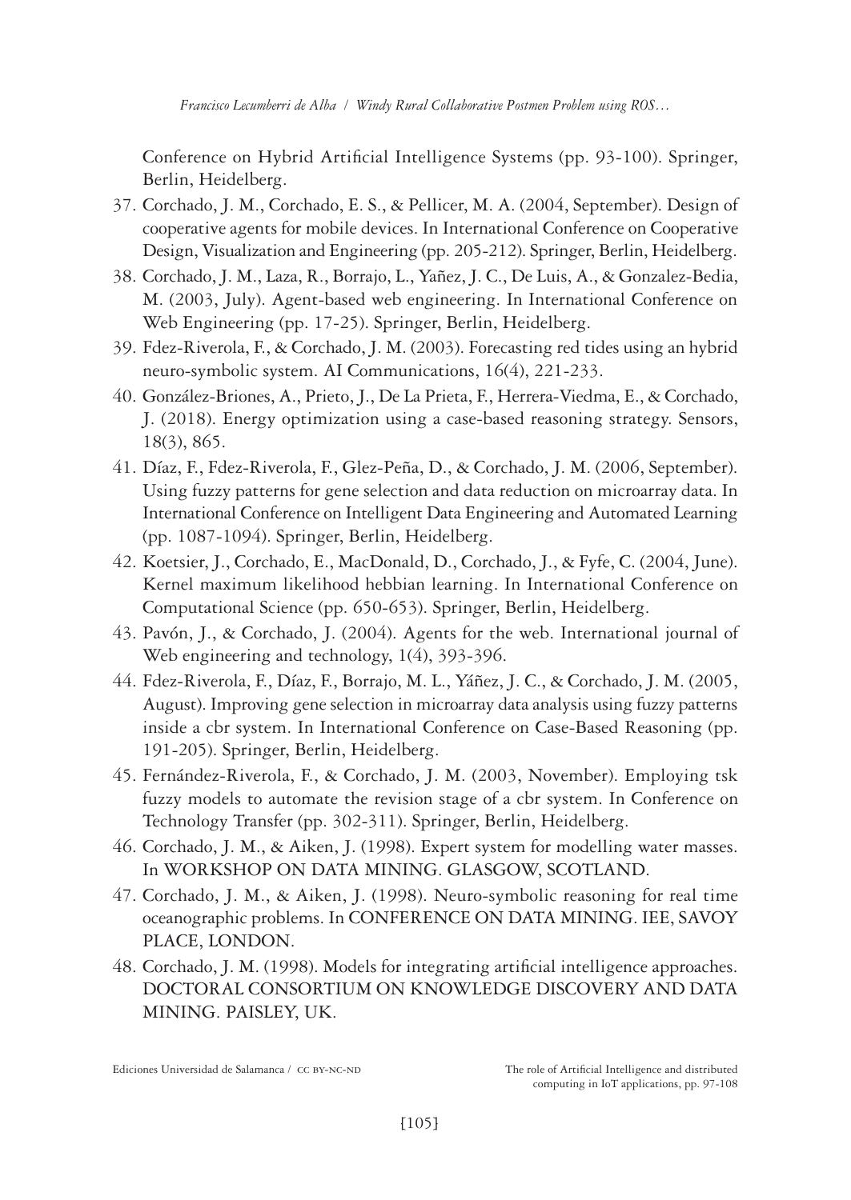Conference on Hybrid Artificial Intelligence Systems (pp. 93-100). Springer, Berlin, Heidelberg.

37. Corchado, J. M., Corchado, E. S., & Pellicer, M. A. (2004, September). Design of cooperative agents for mobile devices. In International Conference on Cooperative Design, Visualization and Engineering (pp. 205-212). Springer, Berlin, Heidelberg.
38. Corchado, J. M., Laza, R., Borrajo, L., Yañez, J. C., De Luis, A., & Gonzalez-Bedia, M. (2003, July). Agent-based web engineering. In International Conference on Web Engineering (pp. 17-25). Springer, Berlin, Heidelberg.
39. Fdez-Riverola, F., & Corchado, J. M. (2003). Forecasting red tides using an hybrid neuro-symbolic system. AI Communications, 16(4), 221-233.
40. González-Briones, A., Prieto, J., De La Prieta, F., Herrera-Viedma, E., & Corchado, J. (2018). Energy optimization using a case-based reasoning strategy. Sensors, 18(3), 865.
41. Díaz, F., Fdez-Riverola, F., Glez-Peña, D., & Corchado, J. M. (2006, September). Using fuzzy patterns for gene selection and data reduction on microarray data. In International Conference on Intelligent Data Engineering and Automated Learning (pp. 1087-1094). Springer, Berlin, Heidelberg.
42. Koetsier, J., Corchado, E., MacDonald, D., Corchado, J., & Fyfe, C. (2004, June). Kernel maximum likelihood hebbian learning. In International Conference on Computational Science (pp. 650-653). Springer, Berlin, Heidelberg.
43. Pavón, J., & Corchado, J. (2004). Agents for the web. International journal of Web engineering and technology, 1(4), 393-396.
44. Fdez-Riverola, F., Díaz, F., Borrajo, M. L., Yáñez, J. C., & Corchado, J. M. (2005, August). Improving gene selection in microarray data analysis using fuzzy patterns inside a cbr system. In International Conference on Case-Based Reasoning (pp. 191-205). Springer, Berlin, Heidelberg.
45. Fernández-Riverola, F., & Corchado, J. M. (2003, November). Employing tsk fuzzy models to automate the revision stage of a cbr system. In Conference on Technology Transfer (pp. 302-311). Springer, Berlin, Heidelberg.
46. Corchado, J. M., & Aiken, J. (1998). Expert system for modelling water masses. In WORKSHOP ON DATA MINING. GLASGOW, SCOTLAND.
47. Corchado, J. M., & Aiken, J. (1998). Neuro-symbolic reasoning for real time oceanographic problems. In CONFERENCE ON DATA MINING. IEE, SAVOY PLACE, LONDON.
48. Corchado, J. M. (1998). Models for integrating artificial intelligence approaches. DOCTORAL CONSORTIUM ON KNOWLEDGE DISCOVERY AND DATA MINING. PAISLEY, UK.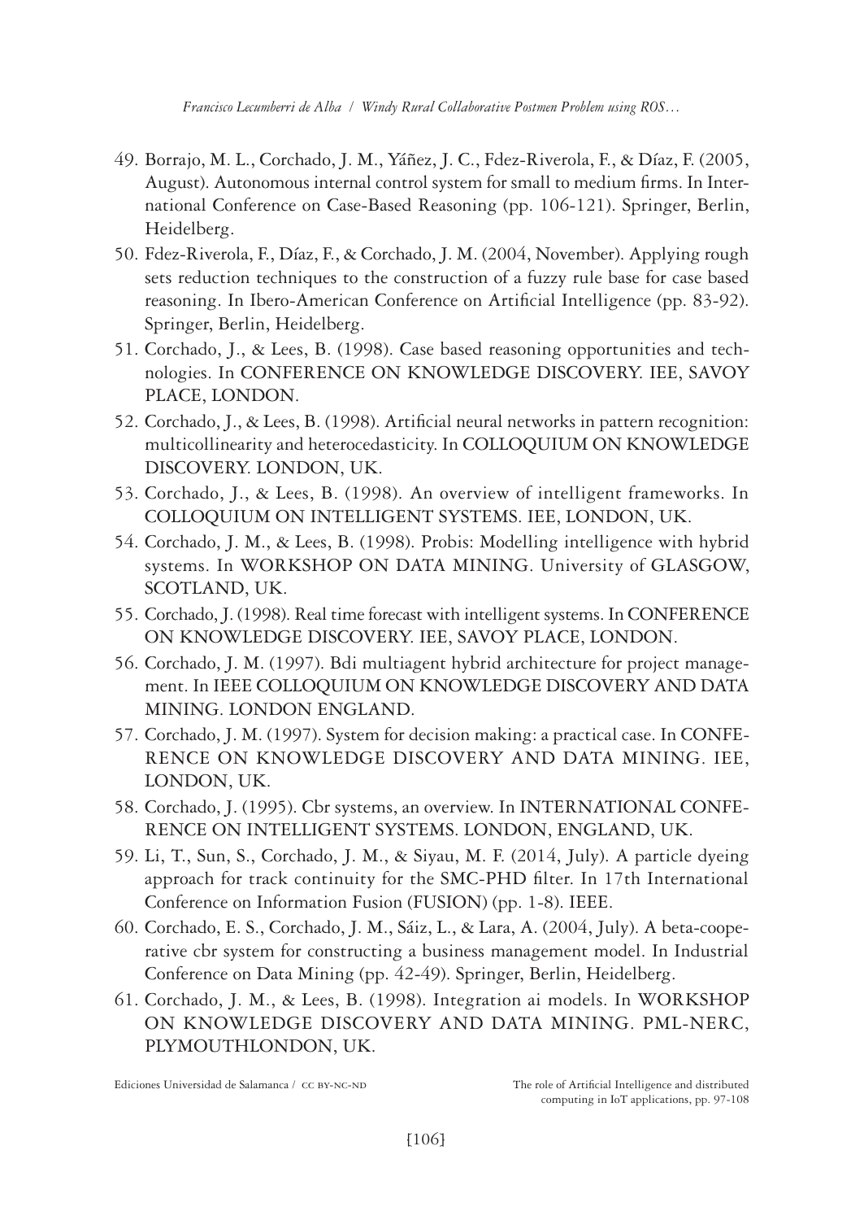49. Borrajo, M. L., Corchado, J. M., Yáñez, J. C., Fdez-Riverola, F., & Díaz, F. (2005, August). Autonomous internal control system for small to medium firms. In International Conference on Case-Based Reasoning (pp. 106-121). Springer, Berlin, Heidelberg.
50. Fdez-Riverola, F., Díaz, F., & Corchado, J. M. (2004, November). Applying rough sets reduction techniques to the construction of a fuzzy rule base for case based reasoning. In Ibero-American Conference on Artificial Intelligence (pp. 83-92). Springer, Berlin, Heidelberg.
51. Corchado, J., & Lees, B. (1998). Case based reasoning opportunities and technologies. In CONFERENCE ON KNOWLEDGE DISCOVERY. IEE, SAVOY PLACE, LONDON.
52. Corchado, J., & Lees, B. (1998). Artificial neural networks in pattern recognition: multicollinearity and heterocedasticity. In COLLOQUIUM ON KNOWLEDGE DISCOVERY. LONDON, UK.
53. Corchado, J., & Lees, B. (1998). An overview of intelligent frameworks. In COLLOQUIUM ON INTELLIGENT SYSTEMS. IEE, LONDON, UK.
54. Corchado, J. M., & Lees, B. (1998). Probis: Modelling intelligence with hybrid systems. In WORKSHOP ON DATA MINING. University of GLASGOW, SCOTLAND, UK.
55. Corchado, J. (1998). Real time forecast with intelligent systems. In CONFERENCE ON KNOWLEDGE DISCOVERY. IEE, SAVOY PLACE, LONDON.
56. Corchado, J. M. (1997). Bdi multiagent hybrid architecture for project management. In IEEE COLLOQUIUM ON KNOWLEDGE DISCOVERY AND DATA MINING. LONDON ENGLAND.
57. Corchado, J. M. (1997). System for decision making: a practical case. In CONFERENCE ON KNOWLEDGE DISCOVERY AND DATA MINING. IEE, LONDON, UK.
58. Corchado, J. (1995). Cbr systems, an overview. In INTERNATIONAL CONFERENCE ON INTELLIGENT SYSTEMS. LONDON, ENGLAND, UK.
59. Li, T., Sun, S., Corchado, J. M., & Siyau, M. F. (2014, July). A particle dyeing approach for track continuity for the SMC-PHD filter. In 17th International Conference on Information Fusion (FUSION) (pp. 1-8). IEEE.
60. Corchado, E. S., Corchado, J. M., Sáiz, L., & Lara, A. (2004, July). A beta-cooperative cbr system for constructing a business management model. In Industrial Conference on Data Mining (pp. 42-49). Springer, Berlin, Heidelberg.
61. Corchado, J. M., & Lees, B. (1998). Integration ai models. In WORKSHOP ON KNOWLEDGE DISCOVERY AND DATA MINING. PML-NERC, PLYMOUTHLONDON, UK.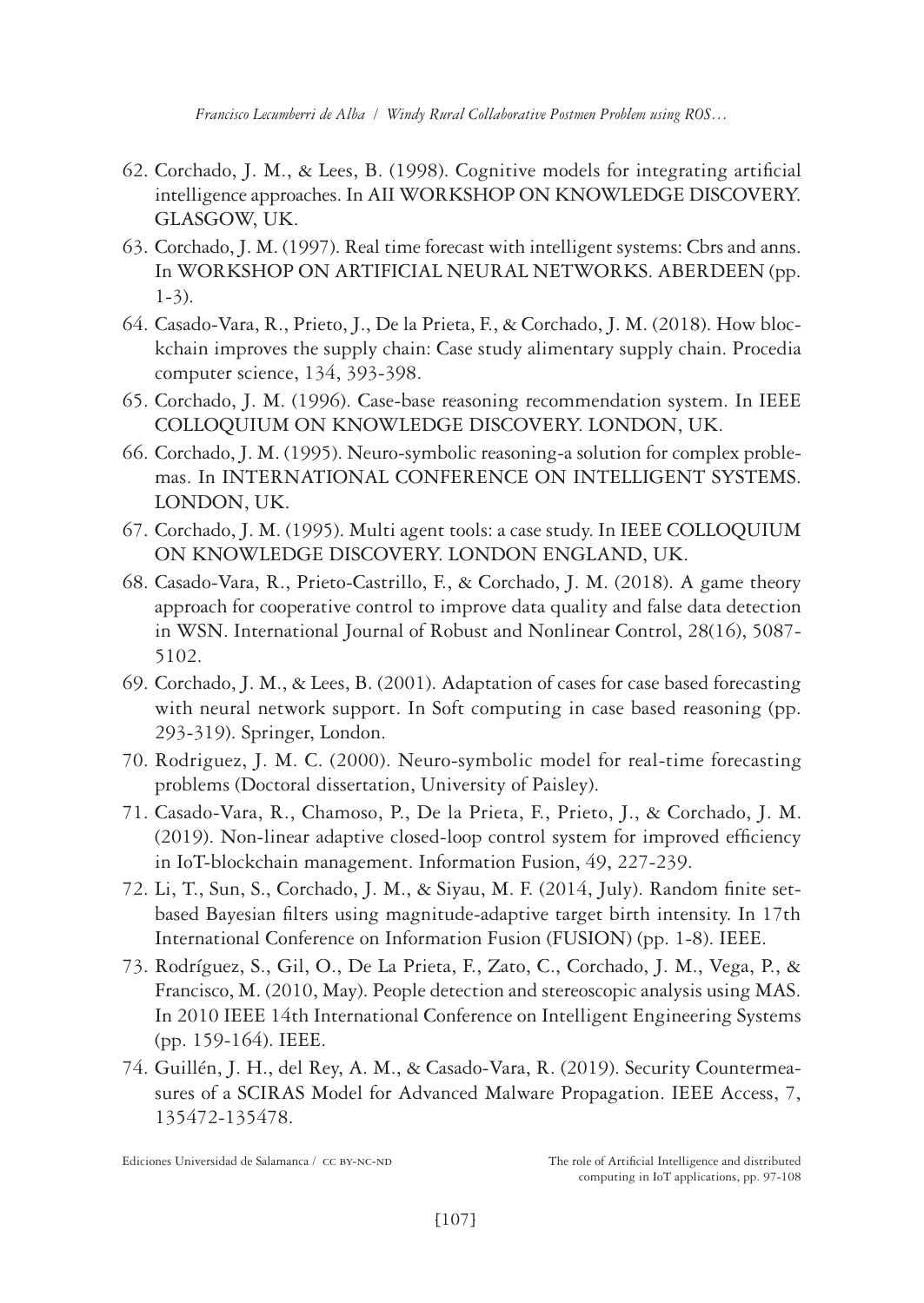62. Corchado, J. M., & Lees, B. (1998). Cognitive models for integrating artificial intelligence approaches. In AII WORKSHOP ON KNOWLEDGE DISCOVERY. GLASGOW, UK.
63. Corchado, J. M. (1997). Real time forecast with intelligent systems: Cbrs and anns. In WORKSHOP ON ARTIFICIAL NEURAL NETWORKS. ABERDEEN (pp. 1-3).
64. Casado-Vara, R., Prieto, J., De la Prieta, F., & Corchado, J. M. (2018). How blockchain improves the supply chain: Case study alimentary supply chain. Procedia computer science, 134, 393-398.
65. Corchado, J. M. (1996). Case-base reasoning recommendation system. In IEEE COLLOQUIUM ON KNOWLEDGE DISCOVERY. LONDON, UK.
66. Corchado, J. M. (1995). Neuro-symbolic reasoning-a solution for complex problemas. In INTERNATIONAL CONFERENCE ON INTELLIGENT SYSTEMS. LONDON, UK.
67. Corchado, J. M. (1995). Multi agent tools: a case study. In IEEE COLLOQUIUM ON KNOWLEDGE DISCOVERY. LONDON ENGLAND, UK.
68. Casado-Vara, R., Prieto-Castrillo, F., & Corchado, J. M. (2018). A game theory approach for cooperative control to improve data quality and false data detection in WSN. International Journal of Robust and Nonlinear Control, 28(16), 5087-5102.
69. Corchado, J. M., & Lees, B. (2001). Adaptation of cases for case based forecasting with neural network support. In Soft computing in case based reasoning (pp. 293-319). Springer, London.
70. Rodriguez, J. M. C. (2000). Neuro-symbolic model for real-time forecasting problems (Doctoral dissertation, University of Paisley).
71. Casado-Vara, R., Chamoso, P., De la Prieta, F., Prieto, J., & Corchado, J. M. (2019). Non-linear adaptive closed-loop control system for improved efficiency in IoT-blockchain management. Information Fusion, 49, 227-239.
72. Li, T., Sun, S., Corchado, J. M., & Siyau, M. F. (2014, July). Random finite set-based Bayesian filters using magnitude-adaptive target birth intensity. In 17th International Conference on Information Fusion (FUSION) (pp. 1-8). IEEE.
73. Rodríguez, S., Gil, O., De La Prieta, F., Zato, C., Corchado, J. M., Vega, P., & Francisco, M. (2010, May). People detection and stereoscopic analysis using MAS. In 2010 IEEE 14th International Conference on Intelligent Engineering Systems (pp. 159-164). IEEE.
74. Guillén, J. H., del Rey, A. M., & Casado-Vara, R. (2019). Security Countermeasures of a SCIRAS Model for Advanced Malware Propagation. IEEE Access, 7, 135472-135478.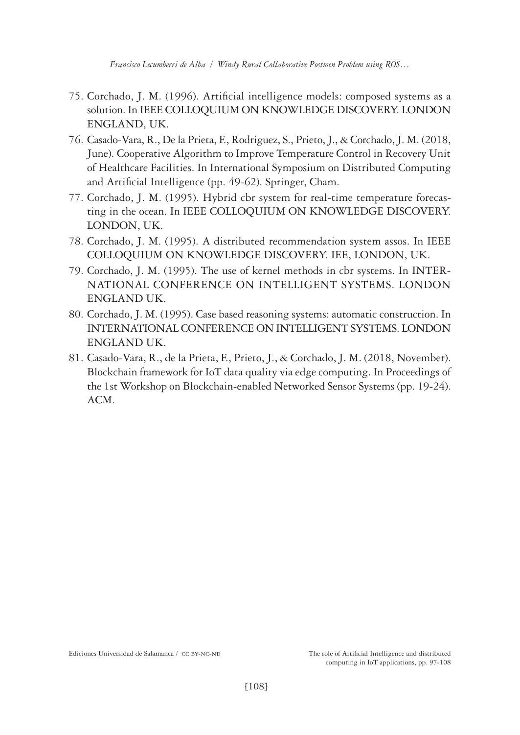75. Corchado, J. M. (1996). Artificial intelligence models: composed systems as a solution. In IEEE COLLOQUIUM ON KNOWLEDGE DISCOVERY. LONDON ENGLAND, UK.
76. Casado-Vara, R., De la Prieta, F., Rodriguez, S., Prieto, J., & Corchado, J. M. (2018, June). Cooperative Algorithm to Improve Temperature Control in Recovery Unit of Healthcare Facilities. In International Symposium on Distributed Computing and Artificial Intelligence (pp. 49-62). Springer, Cham.
77. Corchado, J. M. (1995). Hybrid cbr system for real-time temperature forecasting in the ocean. In IEEE COLLOQUIUM ON KNOWLEDGE DISCOVERY. LONDON, UK.
78. Corchado, J. M. (1995). A distributed recommendation system assos. In IEEE COLLOQUIUM ON KNOWLEDGE DISCOVERY. IEE, LONDON, UK.
79. Corchado, J. M. (1995). The use of kernel methods in cbr systems. In INTERNATIONAL CONFERENCE ON INTELLIGENT SYSTEMS. LONDON ENGLAND UK.
80. Corchado, J. M. (1995). Case based reasoning systems: automatic construction. In INTERNATIONAL CONFERENCE ON INTELLIGENT SYSTEMS. LONDON ENGLAND UK.
81. Casado-Vara, R., de la Prieta, F., Prieto, J., & Corchado, J. M. (2018, November). Blockchain framework for IoT data quality via edge computing. In Proceedings of the 1st Workshop on Blockchain-enabled Networked Sensor Systems (pp. 19-24). ACM.